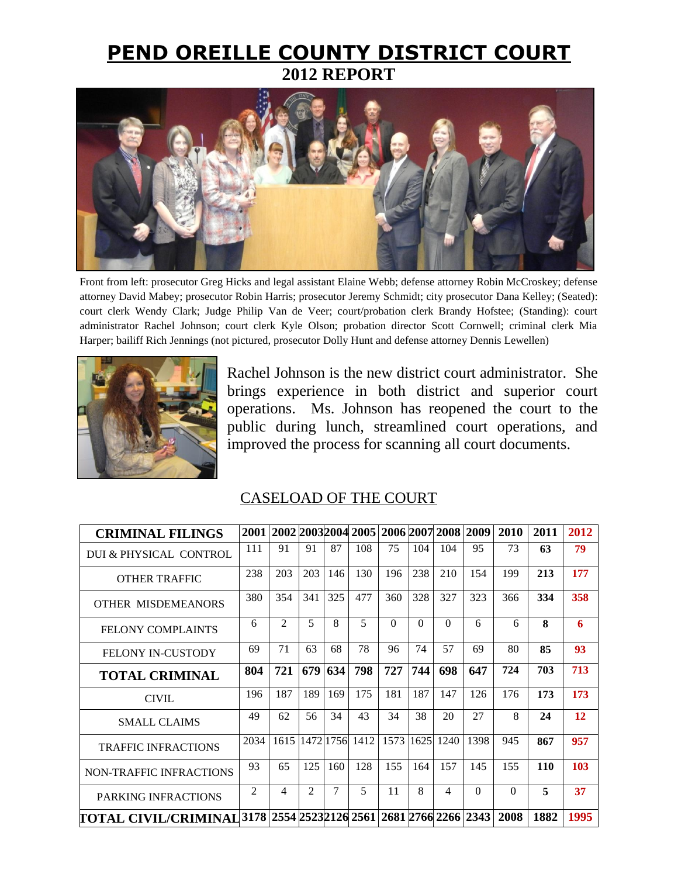# PEND OREILLE COUNTY DISTRICT COURT

## 2012 REPORT

Front from left: prosecutor Greg Hicks and legal assistant Elaine Webb; defense attorney Robin McCroskey; defense attorney David Mabey; prosecutor Robin Harris; prosecutor Jeremy Schmidt; city prosecutor Dana Kelley; (Seated): court clerk Wendy Clark; Judge Philip Van de Veer; court/probation clerk Brandy Hofstee; (Standing): court administrator Rachel Johnson; court clerk Kyle Olson; probation director Scott Cornwell; criminal clerk Mia Harper; bailiff Rich Jennings (not pictured, prosecutor Dolly Hunt and defense attorney Dennis Lewellen)

Rachel Johnson is the new district court administrator. She brings experience in both district and superior court operations. Ms. Johnson has reopened the court to the public during lunch, streamlined court operations, and improved the process for scanning all court documents.

### CASELOAD OF THE COURT

| CRIMINAL FILINGS | 2001 | 2002 | 2003 | 2004 | 2005 | 2006 | 2007 | 2008 | 2009 | 2010 | 2011 | 2012 |
|---|---|---|---|---|---|---|---|---|---|---|---|---|
| DUI & PHYSICAL CONTROL | 111 | 91 | 91 | 87 | 108 | 75 | 104 | 104 | 95 | 73 | 63 | 79 |
| OTHER TRAFFIC | 238 | 203 | 203 | 146 | 130 | 196 | 238 | 210 | 154 | 199 | 213 | 177 |
| OTHER MISDEMEANORS | 380 | 354 | 341 | 325 | 477 | 360 | 328 | 327 | 323 | 366 | 334 | 358 |
| FELONY COMPLAINTS | 6 | 2 | 5 | 8 | 5 | 0 | 0 | 0 | 6 | 6 | 8 | 6 |
| FELONY IN-CUSTODY | 69 | 71 | 63 | 68 | 78 | 96 | 74 | 57 | 69 | 80 | 85 | 93 |
| **TOTAL CRIMINAL** | **804** | **721** | **679** | **634** | **798** | **727** | **744** | **698** | **647** | 724 | 703 | 713 |
| CIVIL | 196 | 187 | 189 | 169 | 175 | 181 | 187 | 147 | 126 | 176 | 173 | 173 |
| SMALL CLAIMS | 49 | 62 | 56 | 34 | 43 | 34 | 38 | 20 | 27 | 8 | 24 | 12 |
| TRAFFIC INFRACTIONS | 2034 | 1615 | 1472 | 1756 | 1412 | 1573 | 1625 | 1240 | 1398 | 945 | 867 | 957 |
| NON-TRAFFIC INFRACTIONS | 93 | 65 | 125 | 160 | 128 | 155 | 164 | 157 | 145 | 155 | 110 | 103 |
| PARKING INFRACTIONS | 2 | 4 | 2 | 7 | 5 | 11 | 8 | 4 | 0 | 0 | 5 | 37 |
| **TOTAL CIVIL/CRIMINAL** | **3178** | **2554** | **2523** | **2126** | **2561** | **2681** | **2766** | **2266** | **2343** | **2008** | **1882** | **1995** |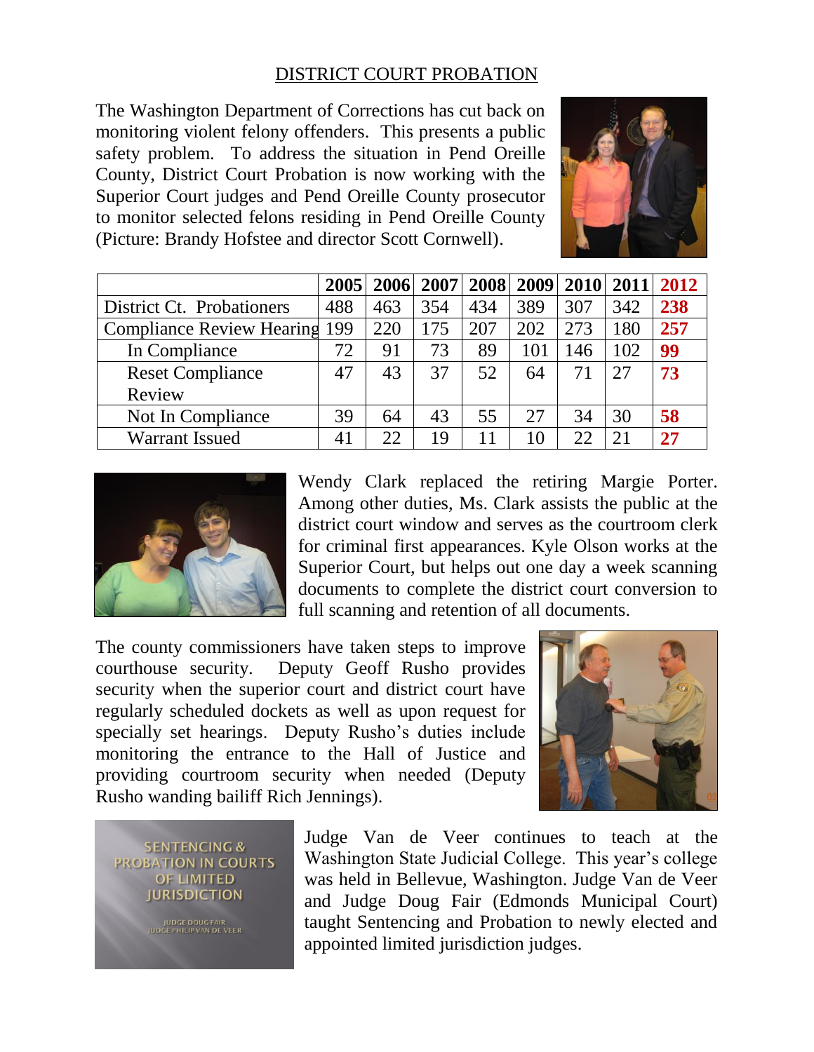## DISTRICT COURT PROBATION

The Washington Department of Corrections has cut back on monitoring violent felony offenders. This presents a public safety problem. To address the situation in Pend Oreille County, District Court Probation is now working with the Superior Court judges and Pend Oreille County prosecutor to monitor selected felons residing in Pend Oreille County (Picture: Brandy Hofstee and director Scott Cornwell).

| | 2005 | 2006 | 2007 | 2008 | 2009 | 2010 | 2011 | 2012 |
|---|---|---|---|---|---|---|---|---|
| District Ct. Probationers | 488 | 463 | 354 | 434 | 389 | 307 | 342 | **238** |
| Compliance Review Hearing | 199 | 220 | 175 | 207 | 202 | 273 | 180 | **257** |
| In Compliance | 72 | 91 | 73 | 89 | 101 | 146 | 102 | **99** |
| Reset Compliance Review | 47 | 43 | 37 | 52 | 64 | 71 | 27 | **73** |
| Not In Compliance | 39 | 64 | 43 | 55 | 27 | 34 | 30 | **58** |
| Warrant Issued | 41 | 22 | 19 | 11 | 10 | 22 | 21 | **27** |

Wendy Clark replaced the retiring Margie Porter. Among other duties, Ms. Clark assists the public at the district court window and serves as the courtroom clerk for criminal first appearances. Kyle Olson works at the Superior Court, but helps out one day a week scanning documents to complete the district court conversion to full scanning and retention of all documents.

The county commissioners have taken steps to improve courthouse security. Deputy Geoff Rusho provides security when the superior court and district court have regularly scheduled dockets as well as upon request for specially set hearings. Deputy Rusho's duties include monitoring the entrance to the Hall of Justice and providing courtroom security when needed (Deputy Rusho wanding bailiff Rich Jennings).

Judge Van de Veer continues to teach at the Washington State Judicial College. This year's college was held in Bellevue, Washington. Judge Van de Veer and Judge Doug Fair (Edmonds Municipal Court) taught Sentencing and Probation to newly elected and appointed limited jurisdiction judges.